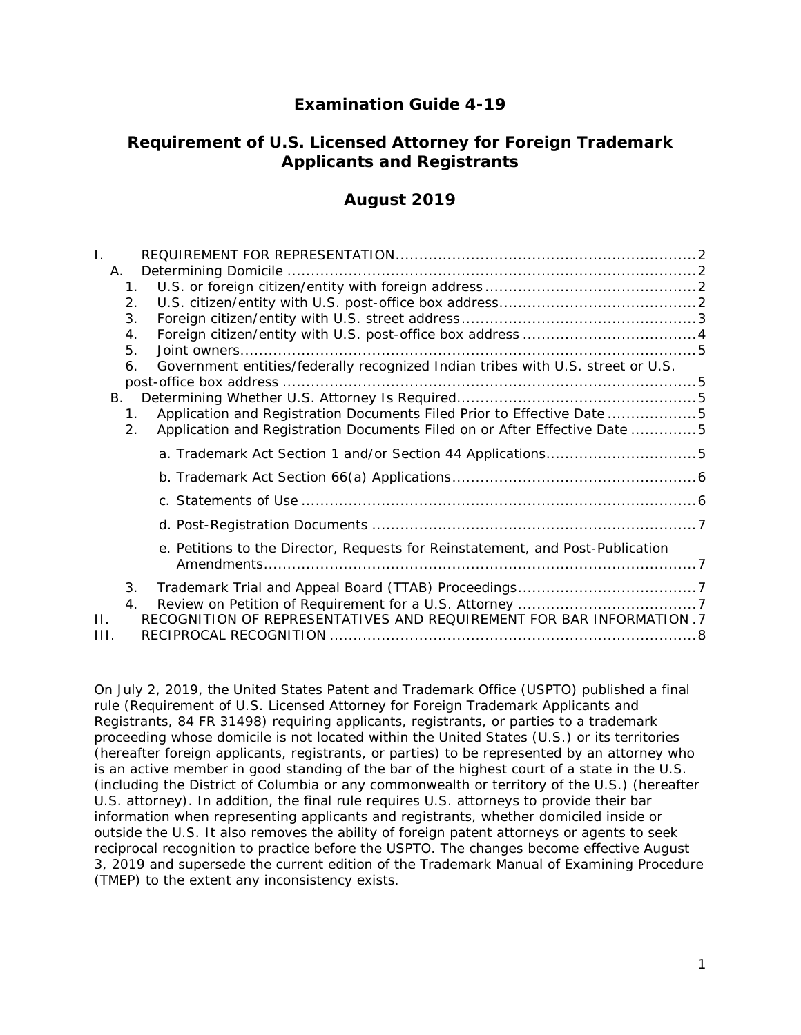# Examination Guide 4-19

## Requirement of U.S. Licensed Attorney for Foreign Trademark Applicants and Registrants

## August 2019

- I. REQUIREMENT FOR REPRESENTATION .......... 2
  - A. Determining Domicile .......... 2
    - 1. U.S. or foreign citizen/entity with foreign address .......... 2
    - 2. U.S. citizen/entity with U.S. post-office box address .......... 2
    - 3. Foreign citizen/entity with U.S. street address .......... 3
    - 4. Foreign citizen/entity with U.S. post-office box address .......... 4
    - 5. Joint owners .......... 5
    - 6. Government entities/federally recognized Indian tribes with U.S. street or U.S. post-office box address .......... 5
  - B. Determining Whether U.S. Attorney Is Required .......... 5
    - 1. Application and Registration Documents Filed Prior to Effective Date .......... 5
    - 2. Application and Registration Documents Filed on or After Effective Date .......... 5
      - a. Trademark Act Section 1 and/or Section 44 Applications .......... 5
      - b. Trademark Act Section 66(a) Applications .......... 6
      - c. Statements of Use .......... 6
      - d. Post-Registration Documents .......... 7
      - e. Petitions to the Director, Requests for Reinstatement, and Post-Publication Amendments .......... 7
    - 3. Trademark Trial and Appeal Board (TTAB) Proceedings .......... 7
    - 4. Review on Petition of Requirement for a U.S. Attorney .......... 7
- II. RECOGNITION OF REPRESENTATIVES AND REQUIREMENT FOR BAR INFORMATION .......... 7
- III. RECIPROCAL RECOGNITION .......... 8

On July 2, 2019, the United States Patent and Trademark Office (USPTO) published a final rule (Requirement of U.S. Licensed Attorney for Foreign Trademark Applicants and Registrants, 84 FR 31498) requiring applicants, registrants, or parties to a trademark proceeding whose domicile is not located within the United States (U.S.) or its territories (hereafter foreign applicants, registrants, or parties) to be represented by an attorney who is an active member in good standing of the bar of the highest court of a state in the U.S. (including the District of Columbia or any commonwealth or territory of the U.S.) (hereafter U.S. attorney). In addition, the final rule requires U.S. attorneys to provide their bar information when representing applicants and registrants, whether domiciled inside or outside the U.S. It also removes the ability of foreign patent attorneys or agents to seek reciprocal recognition to practice before the USPTO. The changes become effective August 3, 2019 and supersede the current edition of the Trademark Manual of Examining Procedure (TMEP) to the extent any inconsistency exists.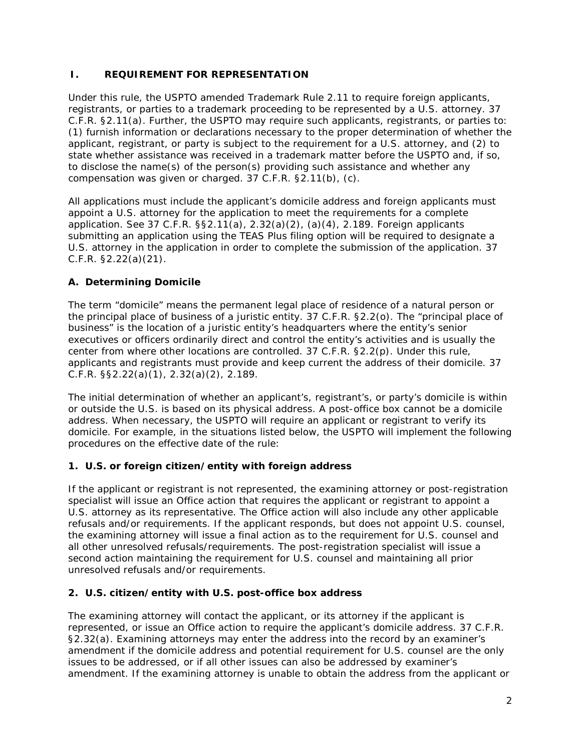## I. REQUIREMENT FOR REPRESENTATION

Under this rule, the USPTO amended Trademark Rule 2.11 to require foreign applicants, registrants, or parties to a trademark proceeding to be represented by a U.S. attorney. 37 C.F.R. §2.11(a). Further, the USPTO may require such applicants, registrants, or parties to: (1) furnish information or declarations necessary to the proper determination of whether the applicant, registrant, or party is subject to the requirement for a U.S. attorney, and (2) to state whether assistance was received in a trademark matter before the USPTO and, if so, to disclose the name(s) of the person(s) providing such assistance and whether any compensation was given or charged. 37 C.F.R. §2.11(b), (c).

All applications must include the applicant's domicile address and foreign applicants must appoint a U.S. attorney for the application to meet the requirements for a complete application. See 37 C.F.R. §§2.11(a), 2.32(a)(2), (a)(4), 2.189. Foreign applicants submitting an application using the TEAS Plus filing option will be required to designate a U.S. attorney in the application in order to complete the submission of the application. 37 C.F.R. §2.22(a)(21).

### A. Determining Domicile

The term "domicile" means the permanent legal place of residence of a natural person or the principal place of business of a juristic entity. 37 C.F.R. §2.2(o). The "principal place of business" is the location of a juristic entity's headquarters where the entity's senior executives or officers ordinarily direct and control the entity's activities and is usually the center from where other locations are controlled. 37 C.F.R. §2.2(p). Under this rule, applicants and registrants must provide and keep current the address of their domicile. 37 C.F.R. §§2.22(a)(1), 2.32(a)(2), 2.189.

The initial determination of whether an applicant's, registrant's, or party's domicile is within or outside the U.S. is based on its physical address. A post-office box cannot be a domicile address. When necessary, the USPTO will require an applicant or registrant to verify its domicile. For example, in the situations listed below, the USPTO will implement the following procedures on the effective date of the rule:

#### 1. U.S. or foreign citizen/entity with foreign address

If the applicant or registrant is not represented, the examining attorney or post-registration specialist will issue an Office action that requires the applicant or registrant to appoint a U.S. attorney as its representative. The Office action will also include any other applicable refusals and/or requirements. If the applicant responds, but does not appoint U.S. counsel, the examining attorney will issue a final action as to the requirement for U.S. counsel and all other unresolved refusals/requirements. The post-registration specialist will issue a second action maintaining the requirement for U.S. counsel and maintaining all prior unresolved refusals and/or requirements.

#### 2. U.S. citizen/entity with U.S. post-office box address

The examining attorney will contact the applicant, or its attorney if the applicant is represented, or issue an Office action to require the applicant's domicile address. 37 C.F.R. §2.32(a). Examining attorneys may enter the address into the record by an examiner's amendment if the domicile address and potential requirement for U.S. counsel are the only issues to be addressed, or if all other issues can also be addressed by examiner's amendment. If the examining attorney is unable to obtain the address from the applicant or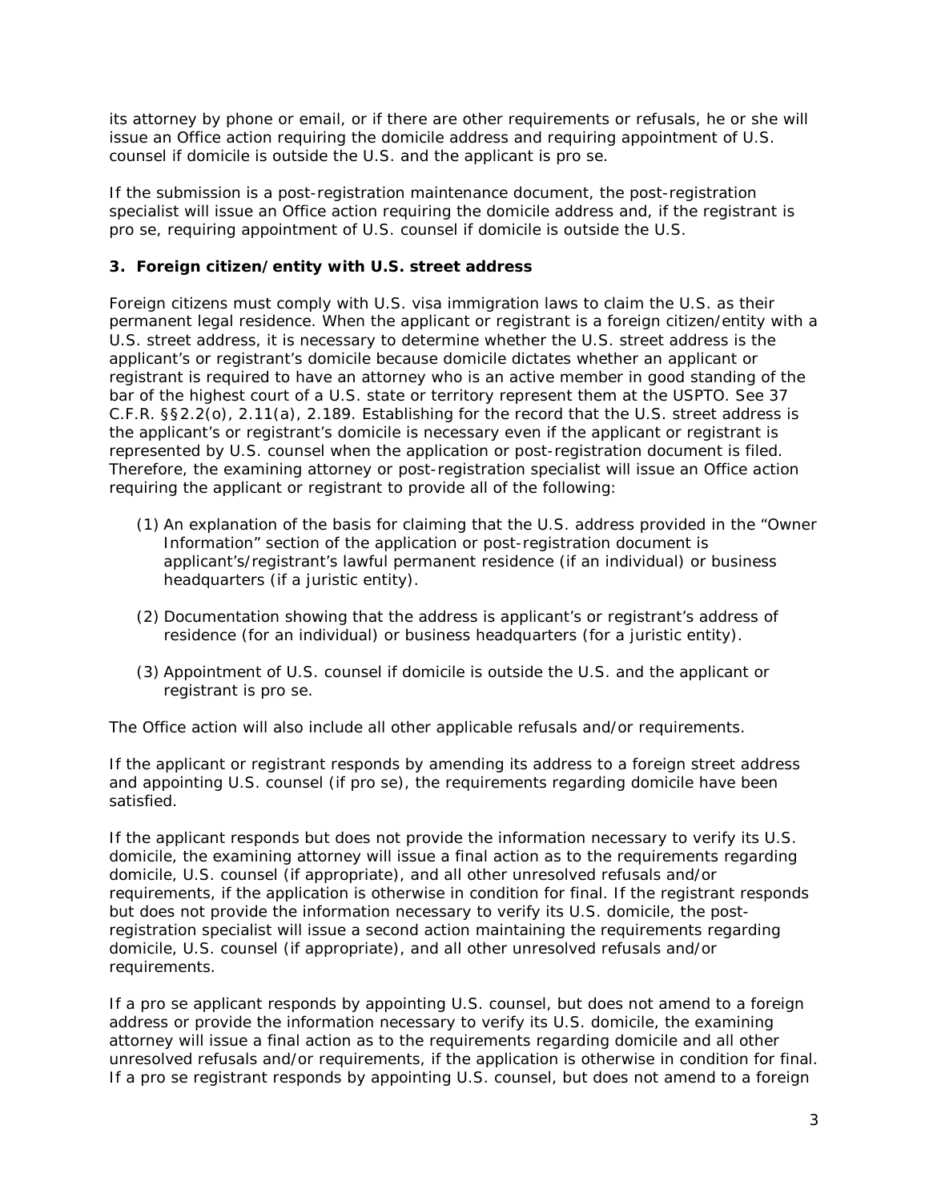its attorney by phone or email, or if there are other requirements or refusals, he or she will issue an Office action requiring the domicile address and requiring appointment of U.S. counsel if domicile is outside the U.S. and the applicant is pro se.

If the submission is a post-registration maintenance document, the post-registration specialist will issue an Office action requiring the domicile address and, if the registrant is pro se, requiring appointment of U.S. counsel if domicile is outside the U.S.

### 3. Foreign citizen/entity with U.S. street address

Foreign citizens must comply with U.S. visa immigration laws to claim the U.S. as their permanent legal residence. When the applicant or registrant is a foreign citizen/entity with a U.S. street address, it is necessary to determine whether the U.S. street address is the applicant's or registrant's domicile because domicile dictates whether an applicant or registrant is required to have an attorney who is an active member in good standing of the bar of the highest court of a U.S. state or territory represent them at the USPTO. See 37 C.F.R. §§2.2(o), 2.11(a), 2.189. Establishing for the record that the U.S. street address is the applicant's or registrant's domicile is necessary even if the applicant or registrant is represented by U.S. counsel when the application or post-registration document is filed. Therefore, the examining attorney or post-registration specialist will issue an Office action requiring the applicant or registrant to provide all of the following:

(1) An explanation of the basis for claiming that the U.S. address provided in the "Owner Information" section of the application or post-registration document is applicant's/registrant's lawful permanent residence (if an individual) or business headquarters (if a juristic entity).

(2) Documentation showing that the address is applicant's or registrant's address of residence (for an individual) or business headquarters (for a juristic entity).

(3) Appointment of U.S. counsel if domicile is outside the U.S. and the applicant or registrant is pro se.

The Office action will also include all other applicable refusals and/or requirements.

If the applicant or registrant responds by amending its address to a foreign street address and appointing U.S. counsel (if pro se), the requirements regarding domicile have been satisfied.

If the applicant responds but does not provide the information necessary to verify its U.S. domicile, the examining attorney will issue a final action as to the requirements regarding domicile, U.S. counsel (if appropriate), and all other unresolved refusals and/or requirements, if the application is otherwise in condition for final. If the registrant responds but does not provide the information necessary to verify its U.S. domicile, the post-registration specialist will issue a second action maintaining the requirements regarding domicile, U.S. counsel (if appropriate), and all other unresolved refusals and/or requirements.

If a pro se applicant responds by appointing U.S. counsel, but does not amend to a foreign address or provide the information necessary to verify its U.S. domicile, the examining attorney will issue a final action as to the requirements regarding domicile and all other unresolved refusals and/or requirements, if the application is otherwise in condition for final. If a pro se registrant responds by appointing U.S. counsel, but does not amend to a foreign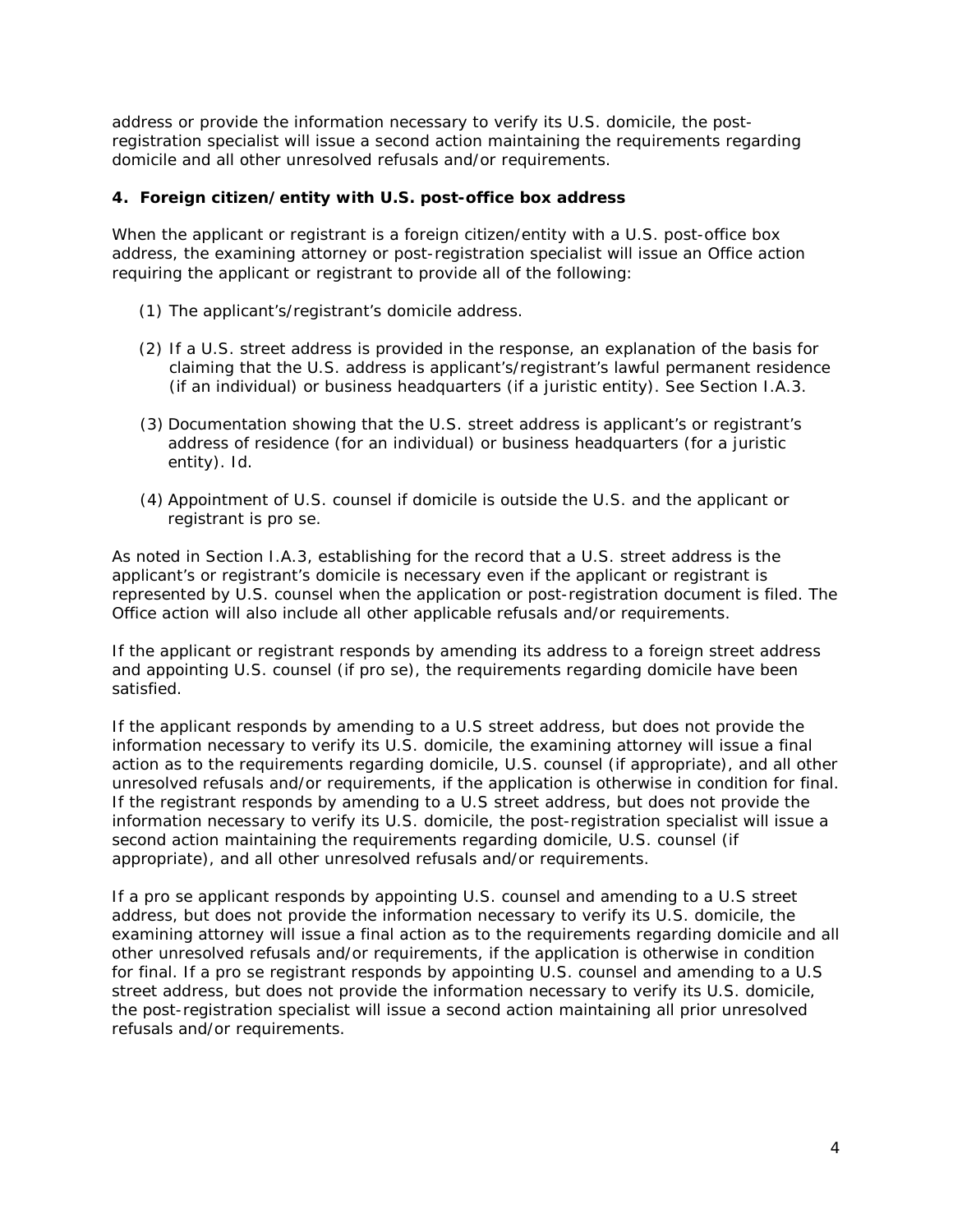address or provide the information necessary to verify its U.S. domicile, the post-registration specialist will issue a second action maintaining the requirements regarding domicile and all other unresolved refusals and/or requirements.

**4. Foreign citizen/entity with U.S. post-office box address**

When the applicant or registrant is a foreign citizen/entity with a U.S. post-office box address, the examining attorney or post-registration specialist will issue an Office action requiring the applicant or registrant to provide all of the following:

(1) The applicant's/registrant's domicile address.

(2) If a U.S. street address is provided in the response, an explanation of the basis for claiming that the U.S. address is applicant's/registrant's lawful permanent residence (if an individual) or business headquarters (if a juristic entity). See Section I.A.3.

(3) Documentation showing that the U.S. street address is applicant's or registrant's address of residence (for an individual) or business headquarters (for a juristic entity). *Id.*

(4) Appointment of U.S. counsel if domicile is outside the U.S. and the applicant or registrant is pro se.

As noted in Section I.A.3, establishing for the record that a U.S. street address is the applicant's or registrant's domicile is necessary even if the applicant or registrant is represented by U.S. counsel when the application or post-registration document is filed. The Office action will also include all other applicable refusals and/or requirements.

If the applicant or registrant responds by amending its address to a foreign street address and appointing U.S. counsel (if pro se), the requirements regarding domicile have been satisfied.

If the applicant responds by amending to a U.S street address, but does not provide the information necessary to verify its U.S. domicile, the examining attorney will issue a final action as to the requirements regarding domicile, U.S. counsel (if appropriate), and all other unresolved refusals and/or requirements, if the application is otherwise in condition for final. If the registrant responds by amending to a U.S street address, but does not provide the information necessary to verify its U.S. domicile, the post-registration specialist will issue a second action maintaining the requirements regarding domicile, U.S. counsel (if appropriate), and all other unresolved refusals and/or requirements.

If a pro se applicant responds by appointing U.S. counsel and amending to a U.S street address, but does not provide the information necessary to verify its U.S. domicile, the examining attorney will issue a final action as to the requirements regarding domicile and all other unresolved refusals and/or requirements, if the application is otherwise in condition for final. If a pro se registrant responds by appointing U.S. counsel and amending to a U.S street address, but does not provide the information necessary to verify its U.S. domicile, the post-registration specialist will issue a second action maintaining all prior unresolved refusals and/or requirements.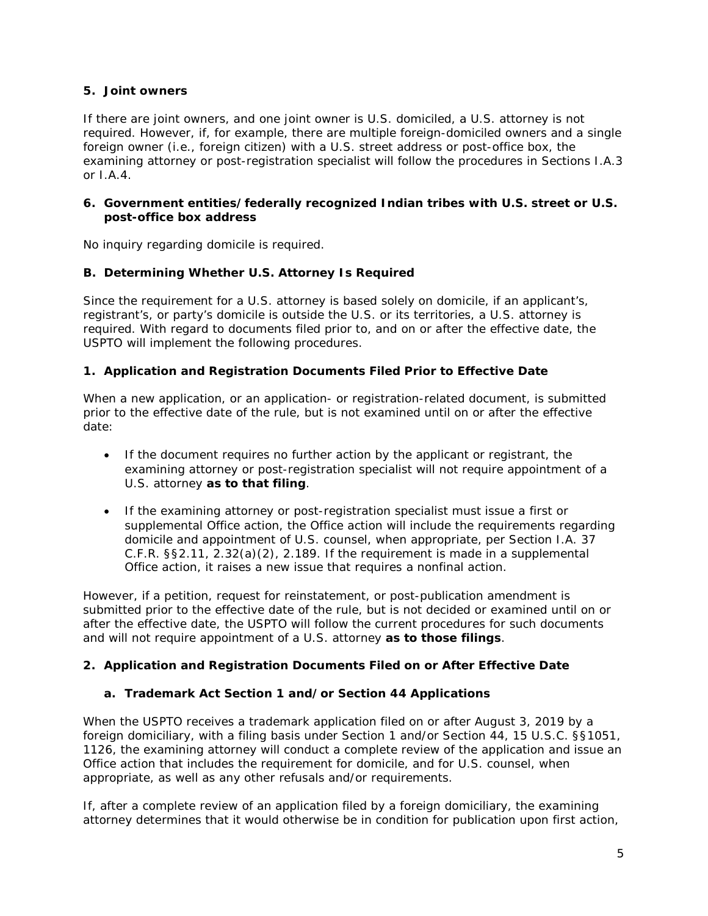### 5. Joint owners

If there are joint owners, and one joint owner is U.S. domiciled, a U.S. attorney is not required. However, if, for example, there are multiple foreign-domiciled owners and a single foreign owner (i.e., foreign citizen) with a U.S. street address or post-office box, the examining attorney or post-registration specialist will follow the procedures in Sections I.A.3 or I.A.4.

### 6. Government entities/federally recognized Indian tribes with U.S. street or U.S. post-office box address

No inquiry regarding domicile is required.

## B. Determining Whether U.S. Attorney Is Required

Since the requirement for a U.S. attorney is based solely on domicile, if an applicant's, registrant's, or party's domicile is outside the U.S. or its territories, a U.S. attorney is required. With regard to documents filed prior to, and on or after the effective date, the USPTO will implement the following procedures.

### 1. Application and Registration Documents Filed Prior to Effective Date

When a new application, or an application- or registration-related document, is submitted prior to the effective date of the rule, but is not examined until on or after the effective date:

- If the document requires no further action by the applicant or registrant, the examining attorney or post-registration specialist will not require appointment of a U.S. attorney **as to that filing**.
- If the examining attorney or post-registration specialist must issue a first or supplemental Office action, the Office action will include the requirements regarding domicile and appointment of U.S. counsel, when appropriate, per Section I.A. 37 C.F.R. §§2.11, 2.32(a)(2), 2.189. If the requirement is made in a supplemental Office action, it raises a new issue that requires a nonfinal action.

However, if a petition, request for reinstatement, or post-publication amendment is submitted prior to the effective date of the rule, but is not decided or examined until on or after the effective date, the USPTO will follow the current procedures for such documents and will not require appointment of a U.S. attorney **as to those filings**.

### 2. Application and Registration Documents Filed on or After Effective Date

#### a. Trademark Act Section 1 and/or Section 44 Applications

When the USPTO receives a trademark application filed on or after August 3, 2019 by a foreign domiciliary, with a filing basis under Section 1 and/or Section 44, 15 U.S.C. §§1051, 1126, the examining attorney will conduct a complete review of the application and issue an Office action that includes the requirement for domicile, and for U.S. counsel, when appropriate, as well as any other refusals and/or requirements.

If, after a complete review of an application filed by a foreign domiciliary, the examining attorney determines that it would otherwise be in condition for publication upon first action,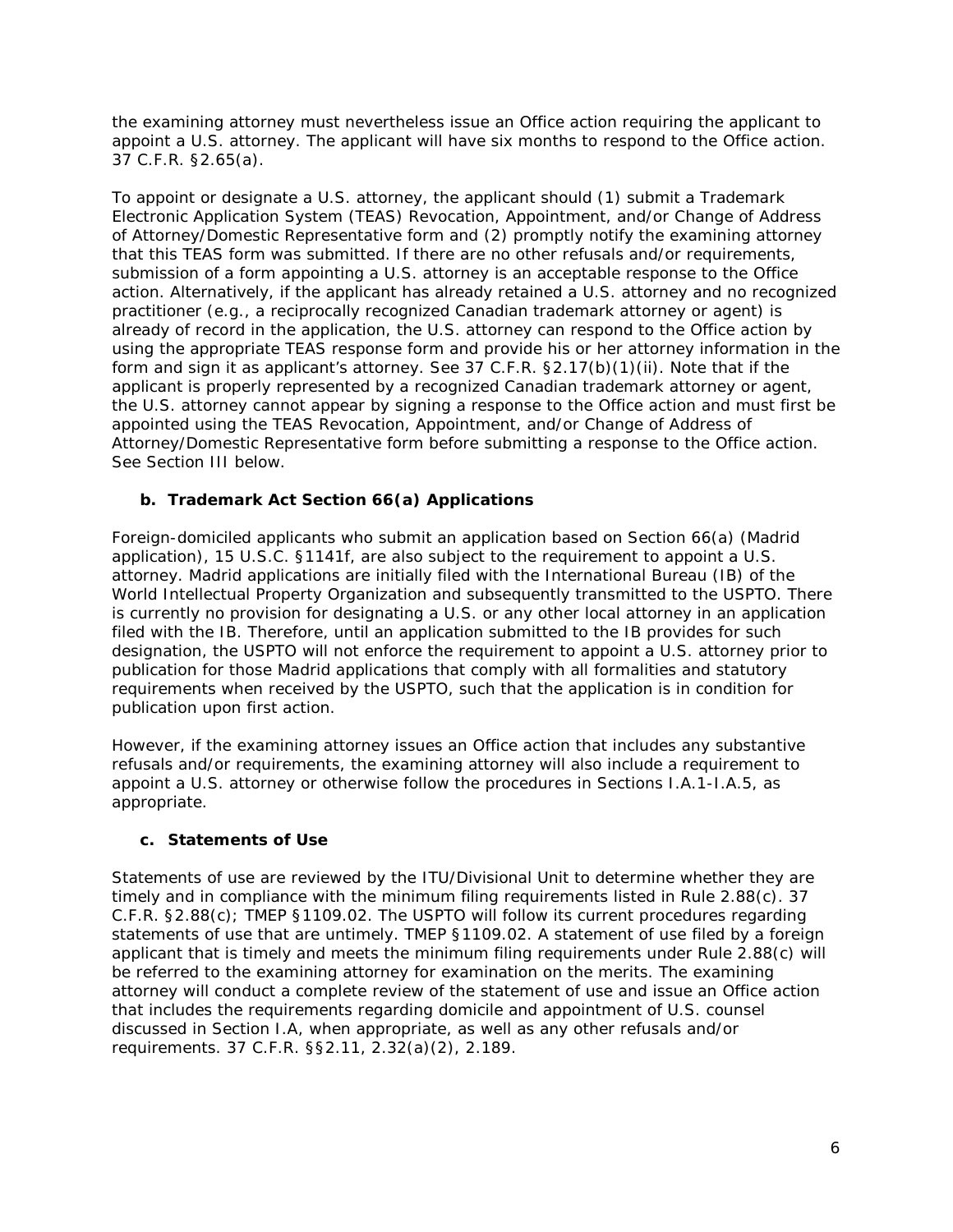the examining attorney must nevertheless issue an Office action requiring the applicant to appoint a U.S. attorney. The applicant will have six months to respond to the Office action. 37 C.F.R. §2.65(a).

To appoint or designate a U.S. attorney, the applicant should (1) submit a Trademark Electronic Application System (TEAS) Revocation, Appointment, and/or Change of Address of Attorney/Domestic Representative form and (2) promptly notify the examining attorney that this TEAS form was submitted. If there are no other refusals and/or requirements, submission of a form appointing a U.S. attorney is an acceptable response to the Office action. Alternatively, if the applicant has already retained a U.S. attorney and no recognized practitioner (e.g., a reciprocally recognized Canadian trademark attorney or agent) is already of record in the application, the U.S. attorney can respond to the Office action by using the appropriate TEAS response form and provide his or her attorney information in the form and sign it as applicant's attorney. See 37 C.F.R. §2.17(b)(1)(ii). Note that if the applicant is properly represented by a recognized Canadian trademark attorney or agent, the U.S. attorney cannot appear by signing a response to the Office action and must first be appointed using the TEAS Revocation, Appointment, and/or Change of Address of Attorney/Domestic Representative form before submitting a response to the Office action. See Section III below.

### b. Trademark Act Section 66(a) Applications

Foreign-domiciled applicants who submit an application based on Section 66(a) (Madrid application), 15 U.S.C. §1141f, are also subject to the requirement to appoint a U.S. attorney. Madrid applications are initially filed with the International Bureau (IB) of the World Intellectual Property Organization and subsequently transmitted to the USPTO. There is currently no provision for designating a U.S. or any other local attorney in an application filed with the IB. Therefore, until an application submitted to the IB provides for such designation, the USPTO will not enforce the requirement to appoint a U.S. attorney prior to publication for those Madrid applications that comply with all formalities and statutory requirements when received by the USPTO, such that the application is in condition for publication upon first action.

However, if the examining attorney issues an Office action that includes any substantive refusals and/or requirements, the examining attorney will also include a requirement to appoint a U.S. attorney or otherwise follow the procedures in Sections I.A.1-I.A.5, as appropriate.

### c. Statements of Use

Statements of use are reviewed by the ITU/Divisional Unit to determine whether they are timely and in compliance with the minimum filing requirements listed in Rule 2.88(c). 37 C.F.R. §2.88(c); TMEP §1109.02. The USPTO will follow its current procedures regarding statements of use that are untimely. TMEP §1109.02. A statement of use filed by a foreign applicant that is timely and meets the minimum filing requirements under Rule 2.88(c) will be referred to the examining attorney for examination on the merits. The examining attorney will conduct a complete review of the statement of use and issue an Office action that includes the requirements regarding domicile and appointment of U.S. counsel discussed in Section I.A, when appropriate, as well as any other refusals and/or requirements. 37 C.F.R. §§2.11, 2.32(a)(2), 2.189.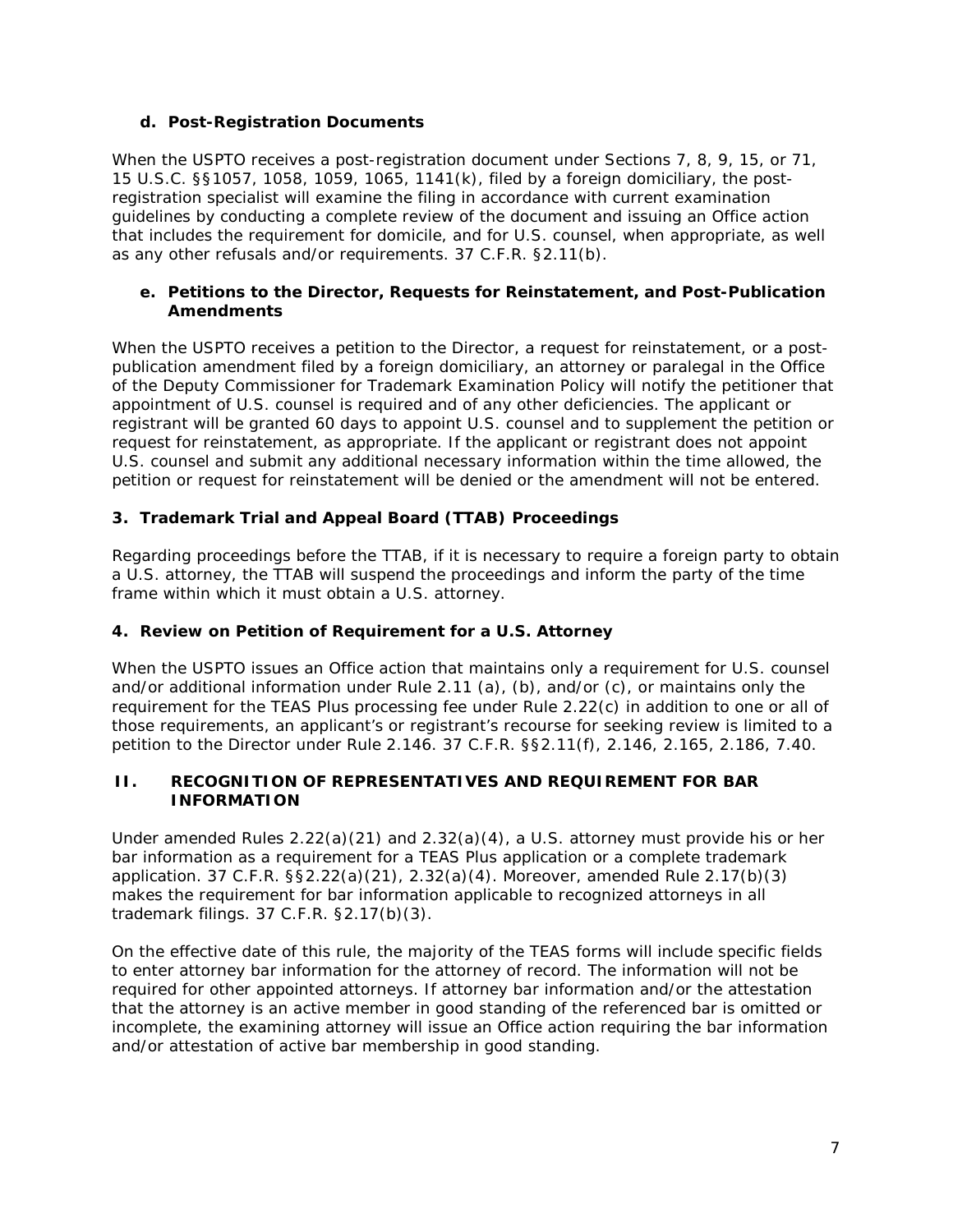#### d. Post-Registration Documents

When the USPTO receives a post-registration document under Sections 7, 8, 9, 15, or 71, 15 U.S.C. §§1057, 1058, 1059, 1065, 1141(k), filed by a foreign domiciliary, the post-registration specialist will examine the filing in accordance with current examination guidelines by conducting a complete review of the document and issuing an Office action that includes the requirement for domicile, and for U.S. counsel, when appropriate, as well as any other refusals and/or requirements. 37 C.F.R. §2.11(b).

#### e. Petitions to the Director, Requests for Reinstatement, and Post-Publication Amendments

When the USPTO receives a petition to the Director, a request for reinstatement, or a post-publication amendment filed by a foreign domiciliary, an attorney or paralegal in the Office of the Deputy Commissioner for Trademark Examination Policy will notify the petitioner that appointment of U.S. counsel is required and of any other deficiencies. The applicant or registrant will be granted 60 days to appoint U.S. counsel and to supplement the petition or request for reinstatement, as appropriate. If the applicant or registrant does not appoint U.S. counsel and submit any additional necessary information within the time allowed, the petition or request for reinstatement will be denied or the amendment will not be entered.

### 3. Trademark Trial and Appeal Board (TTAB) Proceedings

Regarding proceedings before the TTAB, if it is necessary to require a foreign party to obtain a U.S. attorney, the TTAB will suspend the proceedings and inform the party of the time frame within which it must obtain a U.S. attorney.

### 4. Review on Petition of Requirement for a U.S. Attorney

When the USPTO issues an Office action that maintains only a requirement for U.S. counsel and/or additional information under Rule 2.11 (a), (b), and/or (c), or maintains only the requirement for the TEAS Plus processing fee under Rule 2.22(c) in addition to one or all of those requirements, an applicant's or registrant's recourse for seeking review is limited to a petition to the Director under Rule 2.146. 37 C.F.R. §§2.11(f), 2.146, 2.165, 2.186, 7.40.

## II. RECOGNITION OF REPRESENTATIVES AND REQUIREMENT FOR BAR INFORMATION

Under amended Rules 2.22(a)(21) and 2.32(a)(4), a U.S. attorney must provide his or her bar information as a requirement for a TEAS Plus application or a complete trademark application. 37 C.F.R. §§2.22(a)(21), 2.32(a)(4). Moreover, amended Rule 2.17(b)(3) makes the requirement for bar information applicable to recognized attorneys in all trademark filings. 37 C.F.R. §2.17(b)(3).

On the effective date of this rule, the majority of the TEAS forms will include specific fields to enter attorney bar information for the attorney of record. The information will not be required for other appointed attorneys. If attorney bar information and/or the attestation that the attorney is an active member in good standing of the referenced bar is omitted or incomplete, the examining attorney will issue an Office action requiring the bar information and/or attestation of active bar membership in good standing.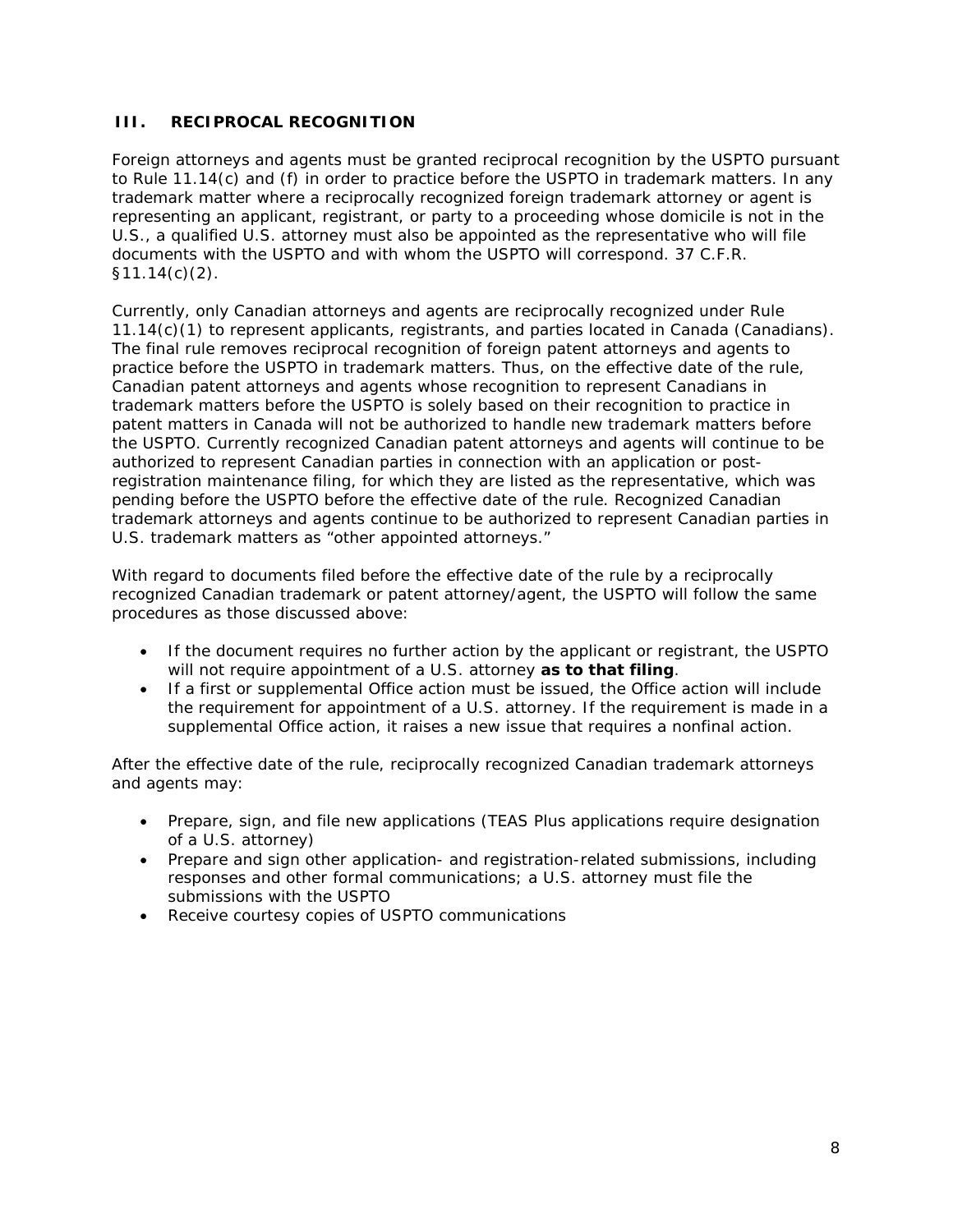## III. RECIPROCAL RECOGNITION

Foreign attorneys and agents must be granted reciprocal recognition by the USPTO pursuant to Rule 11.14(c) and (f) in order to practice before the USPTO in trademark matters. In any trademark matter where a reciprocally recognized foreign trademark attorney or agent is representing an applicant, registrant, or party to a proceeding whose domicile is not in the U.S., a qualified U.S. attorney must also be appointed as the representative who will file documents with the USPTO and with whom the USPTO will correspond. 37 C.F.R. §11.14(c)(2).

Currently, only Canadian attorneys and agents are reciprocally recognized under Rule 11.14(c)(1) to represent applicants, registrants, and parties located in Canada (Canadians). The final rule removes reciprocal recognition of foreign patent attorneys and agents to practice before the USPTO in trademark matters. Thus, on the effective date of the rule, Canadian patent attorneys and agents whose recognition to represent Canadians in trademark matters before the USPTO is solely based on their recognition to practice in patent matters in Canada will not be authorized to handle new trademark matters before the USPTO. Currently recognized Canadian patent attorneys and agents will continue to be authorized to represent Canadian parties in connection with an application or post-registration maintenance filing, for which they are listed as the representative, which was pending before the USPTO before the effective date of the rule. Recognized Canadian trademark attorneys and agents continue to be authorized to represent Canadian parties in U.S. trademark matters as "other appointed attorneys."

With regard to documents filed before the effective date of the rule by a reciprocally recognized Canadian trademark or patent attorney/agent, the USPTO will follow the same procedures as those discussed above:

- If the document requires no further action by the applicant or registrant, the USPTO will not require appointment of a U.S. attorney **as to that filing**.
- If a first or supplemental Office action must be issued, the Office action will include the requirement for appointment of a U.S. attorney. If the requirement is made in a supplemental Office action, it raises a new issue that requires a nonfinal action.

After the effective date of the rule, reciprocally recognized Canadian trademark attorneys and agents may:

- Prepare, sign, and file new applications (TEAS Plus applications require designation of a U.S. attorney)
- Prepare and sign other application- and registration-related submissions, including responses and other formal communications; a U.S. attorney must file the submissions with the USPTO
- Receive courtesy copies of USPTO communications